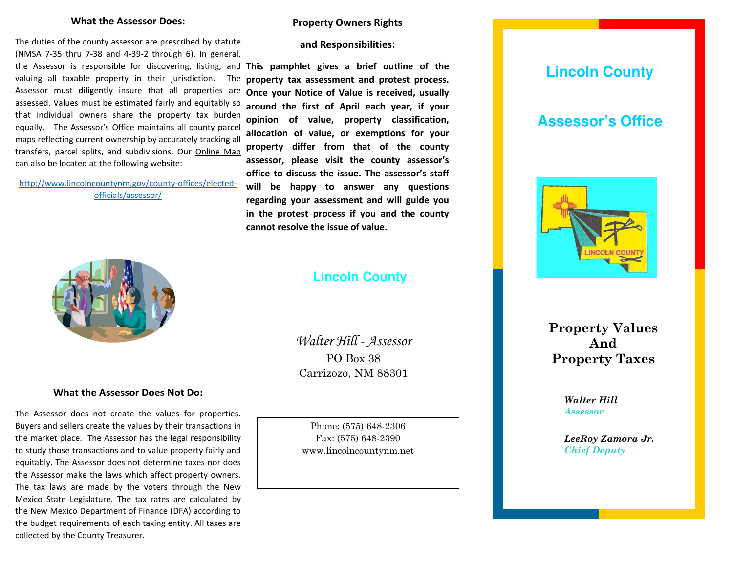### What the Assessor Does:

The duties of the county assessor are prescribed by statute (NMSA 7-35 thru 7-38 and 4-39-2 through 6). In general, the Assessor is responsible for discovering, listing, and valuing all taxable property in their jurisdiction. The Assessor must diligently insure that all properties are assessed. Values must be estimated fairly and equitably so that individual owners share the property tax burden equally. The Assessor's Office maintains all county parcel maps reflecting current ownership by accurately tracking all transfers, parcel splits, and subdivisions. Our Online Map can also be located at the following website:

http://www.lincolncountynm.gov/county-offices/elected-officials/assessor/

### What the Assessor Does Not Do:

The Assessor does not create the values for properties. Buyers and sellers create the values by their transactions in the market place. The Assessor has the legal responsibility to study those transactions and to value property fairly and equitably. The Assessor does not determine taxes nor does the Assessor make the laws which affect property owners. The tax laws are made by the voters through the New Mexico State Legislature. The tax rates are calculated by the New Mexico Department of Finance (DFA) according to the budget requirements of each taxing entity. All taxes are collected by the County Treasurer.

### Property Owners Rights and Responsibilities:

**This pamphlet gives a brief outline of the property tax assessment and protest process. Once your Notice of Value is received, usually around the first of April each year, if your opinion of value, property classification, allocation of value, or exemptions for your property differ from that of the county assessor, please visit the county assessor's office to discuss the issue. The assessor's staff will be happy to answer any questions regarding your assessment and will guide you in the protest process if you and the county cannot resolve the issue of value.**

**Lincoln County**

*Walter Hill - Assessor*
PO Box 38
Carrizozo, NM 88301

Phone: (575) 648-2306
Fax: (575) 648-2390
www.lincolncountynm.net

# Lincoln County

# Assessor's Office

LINCOLN COUNTY

## Property Values And Property Taxes

***Walter Hill***
*Assessor*

***LeeRoy Zamora Jr.***
*Chief Deputy*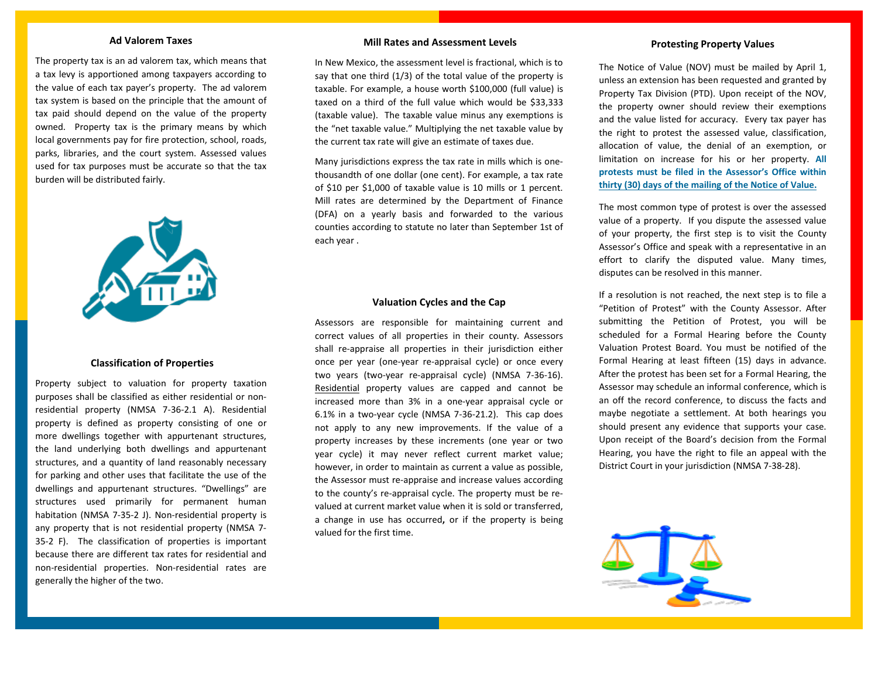## Ad Valorem Taxes

The property tax is an ad valorem tax, which means that a tax levy is apportioned among taxpayers according to the value of each tax payer's property. The ad valorem tax system is based on the principle that the amount of tax paid should depend on the value of the property owned. Property tax is the primary means by which local governments pay for fire protection, school, roads, parks, libraries, and the court system. Assessed values used for tax purposes must be accurate so that the tax burden will be distributed fairly.

## Classification of Properties

Property subject to valuation for property taxation purposes shall be classified as either residential or non-residential property (NMSA 7-36-2.1 A). Residential property is defined as property consisting of one or more dwellings together with appurtenant structures, the land underlying both dwellings and appurtenant structures, and a quantity of land reasonably necessary for parking and other uses that facilitate the use of the dwellings and appurtenant structures. "Dwellings" are structures used primarily for permanent human habitation (NMSA 7-35-2 J). Non-residential property is any property that is not residential property (NMSA 7-35-2 F). The classification of properties is important because there are different tax rates for residential and non-residential properties. Non-residential rates are generally the higher of the two.

## Mill Rates and Assessment Levels

In New Mexico, the assessment level is fractional, which is to say that one third (1/3) of the total value of the property is taxable. For example, a house worth $100,000 (full value) is taxed on a third of the full value which would be $33,333 (taxable value). The taxable value minus any exemptions is the "net taxable value." Multiplying the net taxable value by the current tax rate will give an estimate of taxes due.

Many jurisdictions express the tax rate in mills which is one-thousandth of one dollar (one cent). For example, a tax rate of $10 per $1,000 of taxable value is 10 mills or 1 percent. Mill rates are determined by the Department of Finance (DFA) on a yearly basis and forwarded to the various counties according to statute no later than September 1st of each year .

## Valuation Cycles and the Cap

Assessors are responsible for maintaining current and correct values of all properties in their county. Assessors shall re-appraise all properties in their jurisdiction either once per year (one-year re-appraisal cycle) or once every two years (two-year re-appraisal cycle) (NMSA 7-36-16). <u>Residential</u> property values are capped and cannot be increased more than 3% in a one-year appraisal cycle or 6.1% in a two-year cycle (NMSA 7-36-21.2). This cap does not apply to any new improvements. If the value of a property increases by these increments (one year or two year cycle) it may never reflect current market value; however, in order to maintain as current a value as possible, the Assessor must re-appraise and increase values according to the county's re-appraisal cycle. The property must be re-valued at current market value when it is sold or transferred, a change in use has occurred**,** or if the property is being valued for the first time.

## Protesting Property Values

The Notice of Value (NOV) must be mailed by April 1, unless an extension has been requested and granted by Property Tax Division (PTD). Upon receipt of the NOV, the property owner should review their exemptions and the value listed for accuracy. Every tax payer has the right to protest the assessed value, classification, allocation of value, the denial of an exemption, or limitation on increase for his or her property. **All protests must be filed in the Assessor's Office within <u>thirty (30) days of the mailing of the Notice of Value.</u>**

The most common type of protest is over the assessed value of a property. If you dispute the assessed value of your property, the first step is to visit the County Assessor's Office and speak with a representative in an effort to clarify the disputed value. Many times, disputes can be resolved in this manner.

If a resolution is not reached, the next step is to file a "Petition of Protest" with the County Assessor. After submitting the Petition of Protest, you will be scheduled for a Formal Hearing before the County Valuation Protest Board. You must be notified of the Formal Hearing at least fifteen (15) days in advance. After the protest has been set for a Formal Hearing, the Assessor may schedule an informal conference, which is an off the record conference, to discuss the facts and maybe negotiate a settlement. At both hearings you should present any evidence that supports your case. Upon receipt of the Board's decision from the Formal Hearing, you have the right to file an appeal with the District Court in your jurisdiction (NMSA 7-38-28).